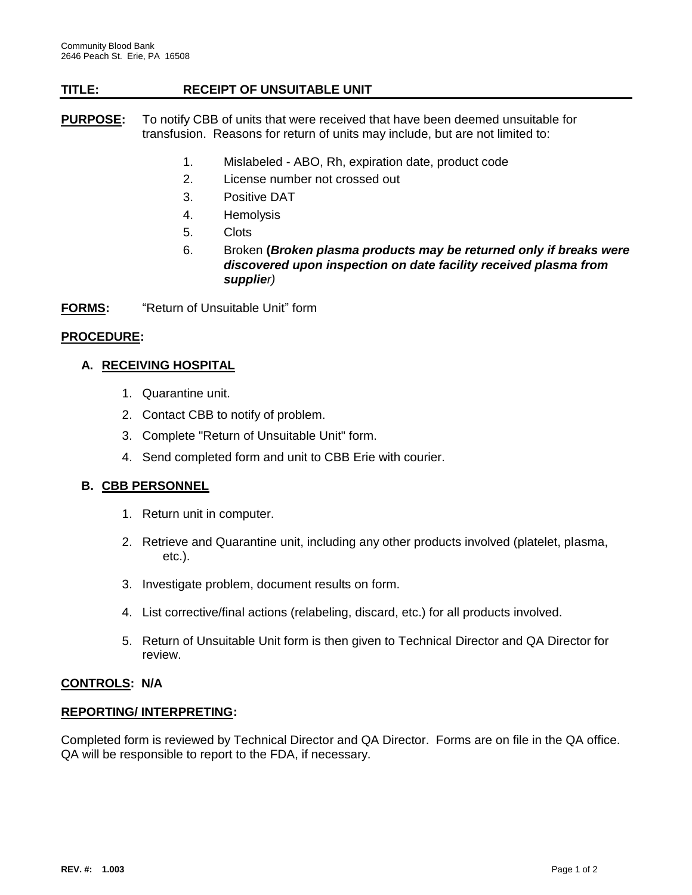Community Blood Bank
2646 Peach St. Erie, PA 16508

# TITLE: RECEIPT OF UNSUITABLE UNIT

**PURPOSE:** To notify CBB of units that were received that have been deemed unsuitable for transfusion. Reasons for return of units may include, but are not limited to:

1. Mislabeled - ABO, Rh, expiration date, product code
2. License number not crossed out
3. Positive DAT
4. Hemolysis
5. Clots
6. Broken **(*Broken plasma products may be returned only if breaks were discovered upon inspection on date facility received plasma from supplie*r)**

**FORMS:** "Return of Unsuitable Unit" form

## PROCEDURE:

### A. RECEIVING HOSPITAL

1. Quarantine unit.
2. Contact CBB to notify of problem.
3. Complete "Return of Unsuitable Unit" form.
4. Send completed form and unit to CBB Erie with courier.

### B. CBB PERSONNEL

1. Return unit in computer.
2. Retrieve and Quarantine unit, including any other products involved (platelet, plasma, etc.).
3. Investigate problem, document results on form.
4. List corrective/final actions (relabeling, discard, etc.) for all products involved.
5. Return of Unsuitable Unit form is then given to Technical Director and QA Director for review.

**CONTROLS:** **N/A**

## REPORTING/ INTERPRETING:

Completed form is reviewed by Technical Director and QA Director. Forms are on file in the QA office. QA will be responsible to report to the FDA, if necessary.

**REV. #: 1.003**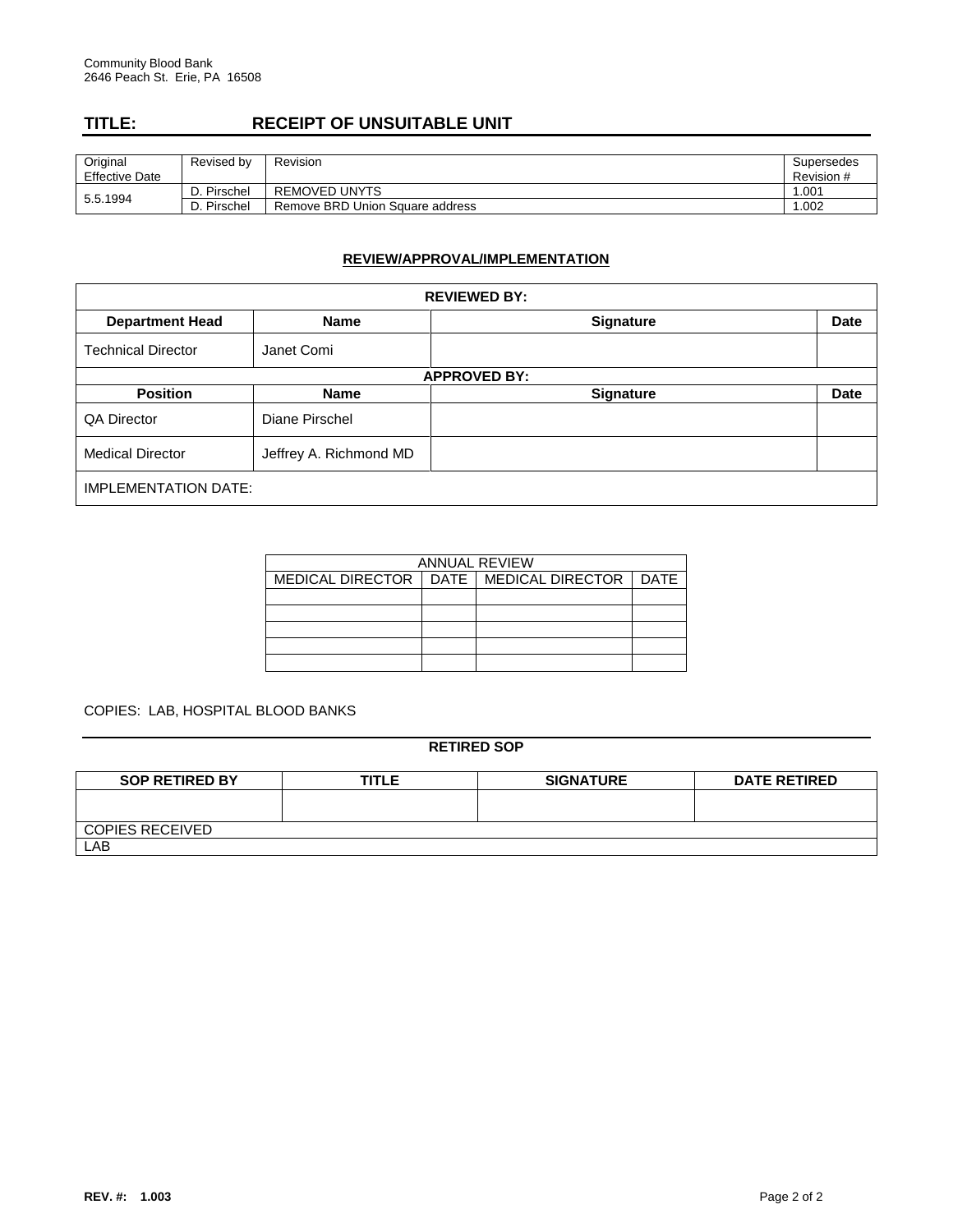Community Blood Bank
2646 Peach St. Erie, PA 16508

# TITLE: RECEIPT OF UNSUITABLE UNIT

| Original Effective Date | Revised by | Revision | Supersedes Revision # |
|---|---|---|---|
| 5.5.1994 | D. Pirschel | REMOVED UNYTS | 1.001 |
| | D. Pirschel | Remove BRD Union Square address | 1.002 |

## REVIEW/APPROVAL/IMPLEMENTATION

| REVIEWED BY: | | | |
|---|---|---|---|
| **Department Head** | **Name** | **Signature** | **Date** |
| Technical Director | Janet Comi | | |
| **APPROVED BY:** | | | |
| **Position** | **Name** | **Signature** | **Date** |
| QA Director | Diane Pirschel | | |
| Medical Director | Jeffrey A. Richmond MD | | |
| IMPLEMENTATION DATE: | | | |

| ANNUAL REVIEW | | | |
|---|---|---|---|
| MEDICAL DIRECTOR | DATE | MEDICAL DIRECTOR | DATE |
| | | | |
| | | | |
| | | | |
| | | | |
| | | | |

COPIES: LAB, HOSPITAL BLOOD BANKS

## RETIRED SOP

| SOP RETIRED BY | TITLE | SIGNATURE | DATE RETIRED |
|---|---|---|---|
| | | | |
| COPIES RECEIVED | | | |
| LAB | | | |

REV. #: 1.003